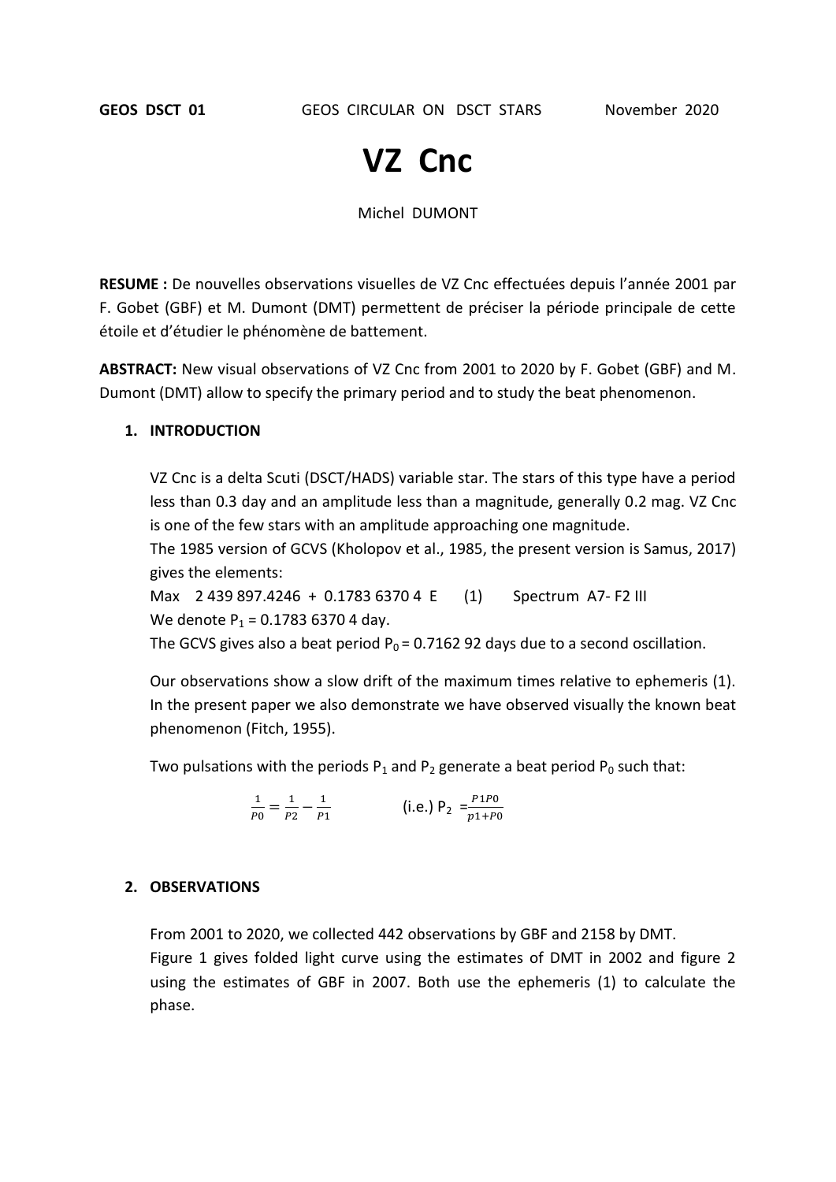**GEOS DSCT 01** GEOS CIRCULAR ON DSCT STARS November 2020

# VZ Cnc

Michel DUMONT

**RESUME :** De nouvelles observations visuelles de VZ Cnc effectuées depuis l'année 2001 par F. Gobet (GBF) et M. Dumont (DMT) permettent de préciser la période principale de cette étoile et d'étudier le phénomène de battement.

**ABSTRACT:** New visual observations of VZ Cnc from 2001 to 2020 by F. Gobet (GBF) and M. Dumont (DMT) allow to specify the primary period and to study the beat phenomenon.

## 1. INTRODUCTION

VZ Cnc is a delta Scuti (DSCT/HADS) variable star. The stars of this type have a period less than 0.3 day and an amplitude less than a magnitude, generally 0.2 mag. VZ Cnc is one of the few stars with an amplitude approaching one magnitude.

The 1985 version of GCVS (Kholopov et al., 1985, the present version is Samus, 2017) gives the elements:

Max 2 439 897.4246 + 0.1783 6370 4 E (1) Spectrum A7- F2 III

We denote $P_1$ = 0.1783 6370 4 day.

The GCVS gives also a beat period $P_0$ = 0.7162 92 days due to a second oscillation.

Our observations show a slow drift of the maximum times relative to ephemeris (1). In the present paper we also demonstrate we have observed visually the known beat phenomenon (Fitch, 1955).

Two pulsations with the periods $P_1$ and $P_2$ generate a beat period $P_0$ such that:

$$\frac{1}{P0} = \frac{1}{P2} - \frac{1}{P1} \qquad \text{(i.e.) } P_2 = \frac{P1P0}{p1+P0}$$

## 2. OBSERVATIONS

From 2001 to 2020, we collected 442 observations by GBF and 2158 by DMT.

Figure 1 gives folded light curve using the estimates of DMT in 2002 and figure 2 using the estimates of GBF in 2007. Both use the ephemeris (1) to calculate the phase.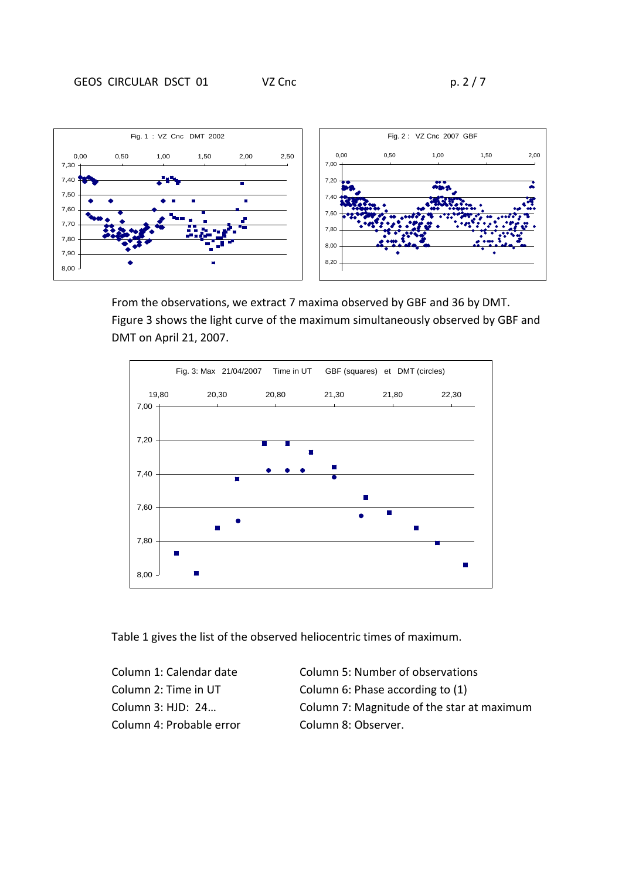Fig. 1 : VZ Cnc DMT 2002

Fig. 2 : VZ Cnc 2007 GBF

From the observations, we extract 7 maxima observed by GBF and 36 by DMT. Figure 3 shows the light curve of the maximum simultaneously observed by GBF and DMT on April 21, 2007.

Fig. 3: Max 21/04/2007 Time in UT GBF (squares) et DMT (circles)

Table 1 gives the list of the observed heliocentric times of maximum.

Column 1: Calendar date
Column 2: Time in UT
Column 3: HJD: 24…
Column 4: Probable error
Column 5: Number of observations
Column 6: Phase according to (1)
Column 7: Magnitude of the star at maximum
Column 8: Observer.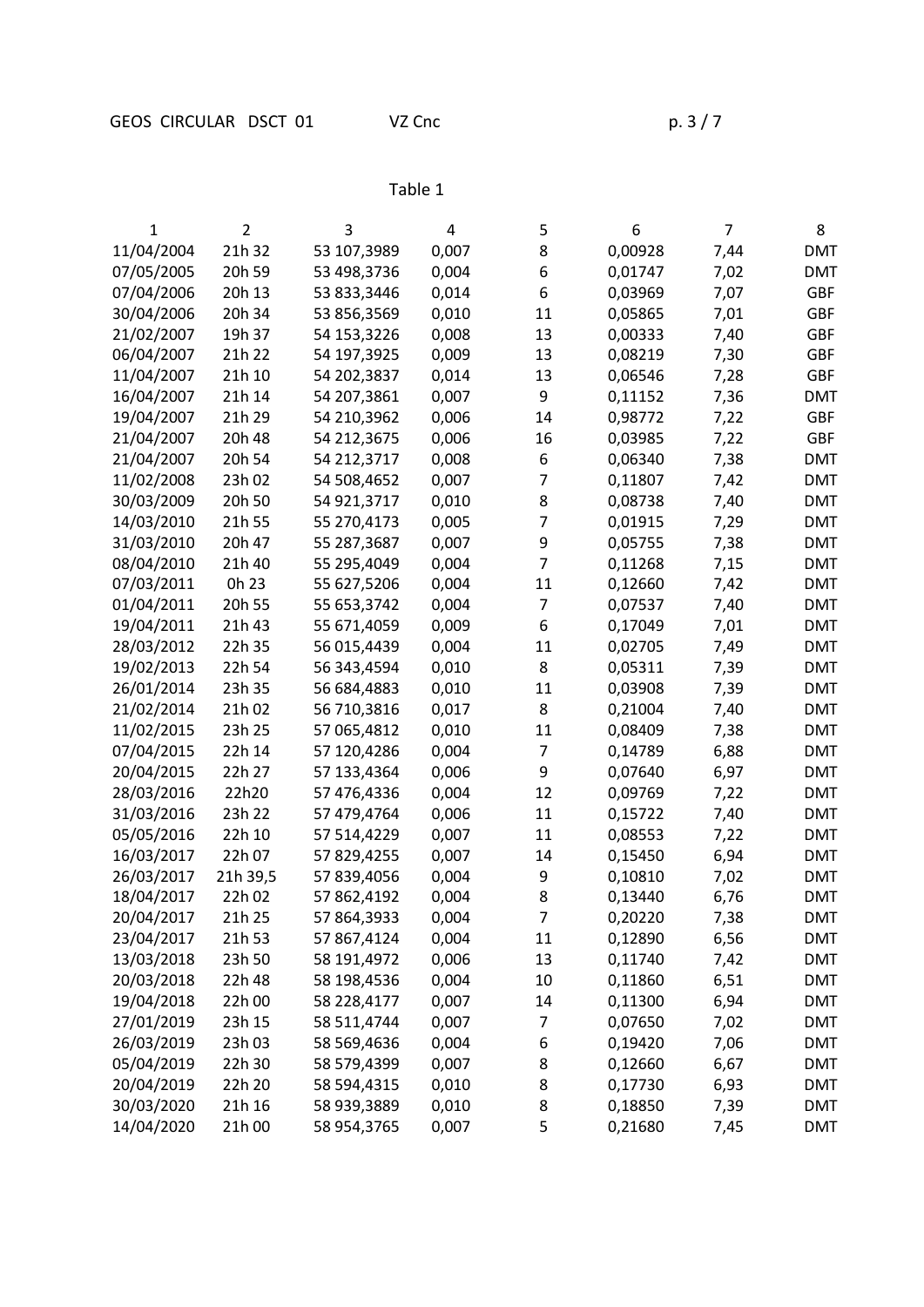Table 1

| 1 | 2 | 3 | 4 | 5 | 6 | 7 | 8 |
|---|---|---|---|---|---|---|---|
| 11/04/2004 | 21h 32 | 53 107,3989 | 0,007 | 8 | 0,00928 | 7,44 | DMT |
| 07/05/2005 | 20h 59 | 53 498,3736 | 0,004 | 6 | 0,01747 | 7,02 | DMT |
| 07/04/2006 | 20h 13 | 53 833,3446 | 0,014 | 6 | 0,03969 | 7,07 | GBF |
| 30/04/2006 | 20h 34 | 53 856,3569 | 0,010 | 11 | 0,05865 | 7,01 | GBF |
| 21/02/2007 | 19h 37 | 54 153,3226 | 0,008 | 13 | 0,00333 | 7,40 | GBF |
| 06/04/2007 | 21h 22 | 54 197,3925 | 0,009 | 13 | 0,08219 | 7,30 | GBF |
| 11/04/2007 | 21h 10 | 54 202,3837 | 0,014 | 13 | 0,06546 | 7,28 | GBF |
| 16/04/2007 | 21h 14 | 54 207,3861 | 0,007 | 9 | 0,11152 | 7,36 | DMT |
| 19/04/2007 | 21h 29 | 54 210,3962 | 0,006 | 14 | 0,98772 | 7,22 | GBF |
| 21/04/2007 | 20h 48 | 54 212,3675 | 0,006 | 16 | 0,03985 | 7,22 | GBF |
| 21/04/2007 | 20h 54 | 54 212,3717 | 0,008 | 6 | 0,06340 | 7,38 | DMT |
| 11/02/2008 | 23h 02 | 54 508,4652 | 0,007 | 7 | 0,11807 | 7,42 | DMT |
| 30/03/2009 | 20h 50 | 54 921,3717 | 0,010 | 8 | 0,08738 | 7,40 | DMT |
| 14/03/2010 | 21h 55 | 55 270,4173 | 0,005 | 7 | 0,01915 | 7,29 | DMT |
| 31/03/2010 | 20h 47 | 55 287,3687 | 0,007 | 9 | 0,05755 | 7,38 | DMT |
| 08/04/2010 | 21h 40 | 55 295,4049 | 0,004 | 7 | 0,11268 | 7,15 | DMT |
| 07/03/2011 | 0h 23 | 55 627,5206 | 0,004 | 11 | 0,12660 | 7,42 | DMT |
| 01/04/2011 | 20h 55 | 55 653,3742 | 0,004 | 7 | 0,07537 | 7,40 | DMT |
| 19/04/2011 | 21h 43 | 55 671,4059 | 0,009 | 6 | 0,17049 | 7,01 | DMT |
| 28/03/2012 | 22h 35 | 56 015,4439 | 0,004 | 11 | 0,02705 | 7,49 | DMT |
| 19/02/2013 | 22h 54 | 56 343,4594 | 0,010 | 8 | 0,05311 | 7,39 | DMT |
| 26/01/2014 | 23h 35 | 56 684,4883 | 0,010 | 11 | 0,03908 | 7,39 | DMT |
| 21/02/2014 | 21h 02 | 56 710,3816 | 0,017 | 8 | 0,21004 | 7,40 | DMT |
| 11/02/2015 | 23h 25 | 57 065,4812 | 0,010 | 11 | 0,08409 | 7,38 | DMT |
| 07/04/2015 | 22h 14 | 57 120,4286 | 0,004 | 7 | 0,14789 | 6,88 | DMT |
| 20/04/2015 | 22h 27 | 57 133,4364 | 0,006 | 9 | 0,07640 | 6,97 | DMT |
| 28/03/2016 | 22h20 | 57 476,4336 | 0,004 | 12 | 0,09769 | 7,22 | DMT |
| 31/03/2016 | 23h 22 | 57 479,4764 | 0,006 | 11 | 0,15722 | 7,40 | DMT |
| 05/05/2016 | 22h 10 | 57 514,4229 | 0,007 | 11 | 0,08553 | 7,22 | DMT |
| 16/03/2017 | 22h 07 | 57 829,4255 | 0,007 | 14 | 0,15450 | 6,94 | DMT |
| 26/03/2017 | 21h 39,5 | 57 839,4056 | 0,004 | 9 | 0,10810 | 7,02 | DMT |
| 18/04/2017 | 22h 02 | 57 862,4192 | 0,004 | 8 | 0,13440 | 6,76 | DMT |
| 20/04/2017 | 21h 25 | 57 864,3933 | 0,004 | 7 | 0,20220 | 7,38 | DMT |
| 23/04/2017 | 21h 53 | 57 867,4124 | 0,004 | 11 | 0,12890 | 6,56 | DMT |
| 13/03/2018 | 23h 50 | 58 191,4972 | 0,006 | 13 | 0,11740 | 7,42 | DMT |
| 20/03/2018 | 22h 48 | 58 198,4536 | 0,004 | 10 | 0,11860 | 6,51 | DMT |
| 19/04/2018 | 22h 00 | 58 228,4177 | 0,007 | 14 | 0,11300 | 6,94 | DMT |
| 27/01/2019 | 23h 15 | 58 511,4744 | 0,007 | 7 | 0,07650 | 7,02 | DMT |
| 26/03/2019 | 23h 03 | 58 569,4636 | 0,004 | 6 | 0,19420 | 7,06 | DMT |
| 05/04/2019 | 22h 30 | 58 579,4399 | 0,007 | 8 | 0,12660 | 6,67 | DMT |
| 20/04/2019 | 22h 20 | 58 594,4315 | 0,010 | 8 | 0,17730 | 6,93 | DMT |
| 30/03/2020 | 21h 16 | 58 939,3889 | 0,010 | 8 | 0,18850 | 7,39 | DMT |
| 14/04/2020 | 21h 00 | 58 954,3765 | 0,007 | 5 | 0,21680 | 7,45 | DMT |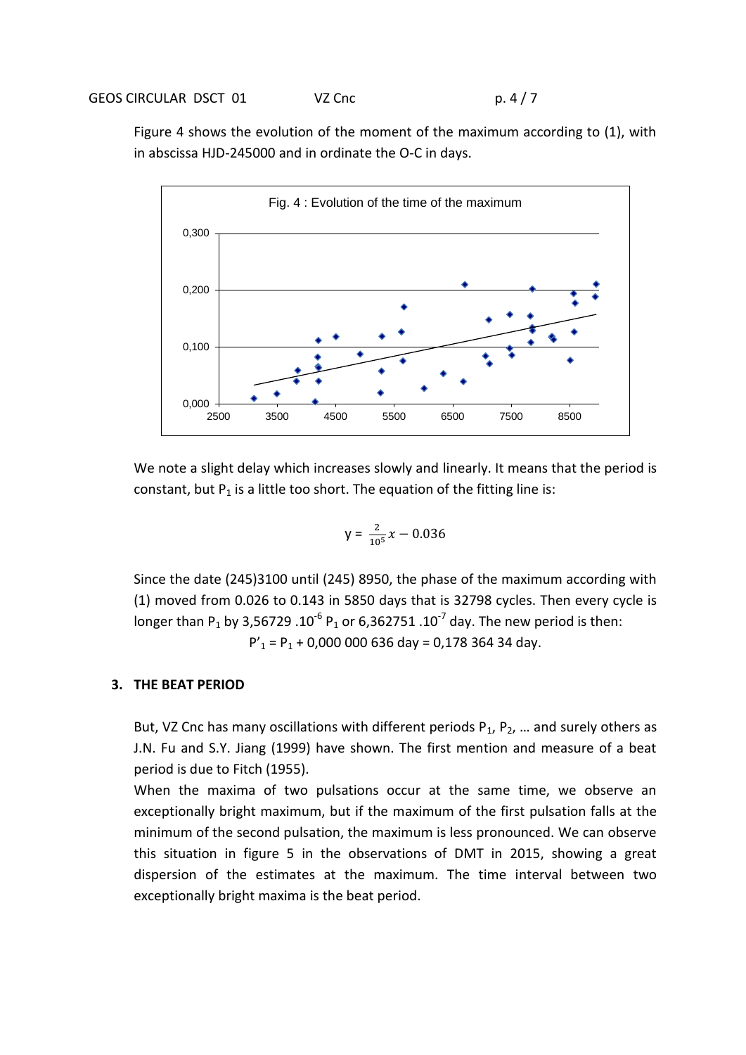Figure 4 shows the evolution of the moment of the maximum according to (1), with in abscissa HJD-245000 and in ordinate the O-C in days.

Fig. 4 : Evolution of the time of the maximum

We note a slight delay which increases slowly and linearly. It means that the period is constant, but $P_1$ is a little too short. The equation of the fitting line is:

$$y = \frac{2}{10^5}x - 0.036$$

Since the date (245)3100 until (245) 8950, the phase of the maximum according with (1) moved from 0.026 to 0.143 in 5850 days that is 32798 cycles. Then every cycle is longer than $P_1$ by 3,56729 .$10^{-6}$ $P_1$ or 6,362751 .$10^{-7}$ day. The new period is then:

$P'_1 = P_1 + 0{,}000\ 000\ 636$ day = 0,178 364 34 day.

## 3. THE BEAT PERIOD

But, VZ Cnc has many oscillations with different periods $P_1$, $P_2$, … and surely others as J.N. Fu and S.Y. Jiang (1999) have shown. The first mention and measure of a beat period is due to Fitch (1955).

When the maxima of two pulsations occur at the same time, we observe an exceptionally bright maximum, but if the maximum of the first pulsation falls at the minimum of the second pulsation, the maximum is less pronounced. We can observe this situation in figure 5 in the observations of DMT in 2015, showing a great dispersion of the estimates at the maximum. The time interval between two exceptionally bright maxima is the beat period.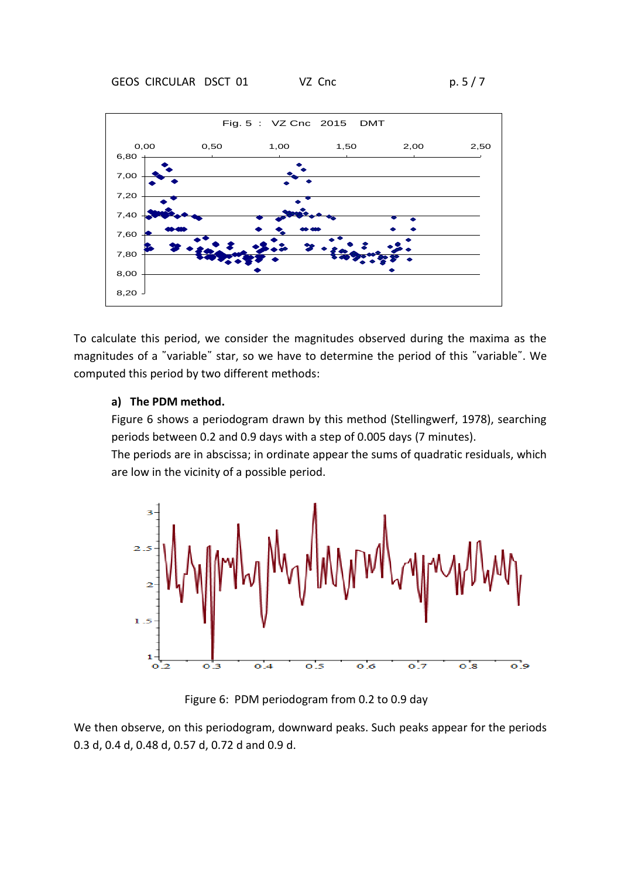Fig. 5 : VZ Cnc 2015 DMT

To calculate this period, we consider the magnitudes observed during the maxima as the magnitudes of a ″variable″ star, so we have to determine the period of this ″variable″. We computed this period by two different methods:

**a) The PDM method.**

Figure 6 shows a periodogram drawn by this method (Stellingwerf, 1978), searching periods between 0.2 and 0.9 days with a step of 0.005 days (7 minutes).
The periods are in abscissa; in ordinate appear the sums of quadratic residuals, which are low in the vicinity of a possible period.

Figure 6: PDM periodogram from 0.2 to 0.9 day

We then observe, on this periodogram, downward peaks. Such peaks appear for the periods 0.3 d, 0.4 d, 0.48 d, 0.57 d, 0.72 d and 0.9 d.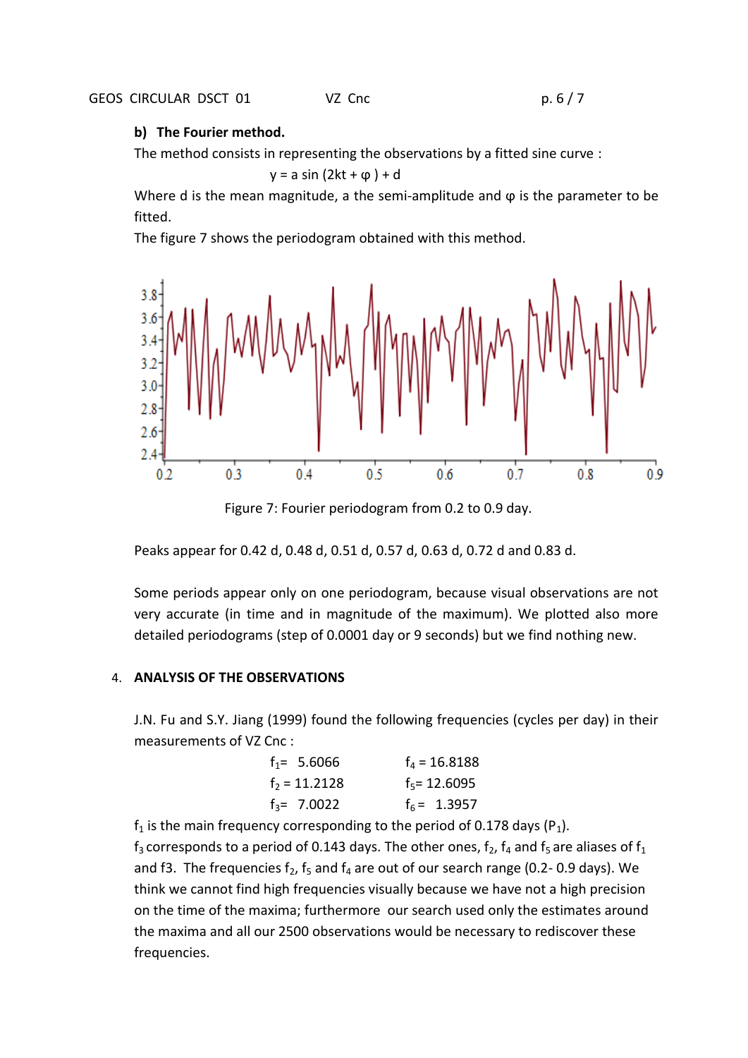**b) The Fourier method.**

The method consists in representing the observations by a fitted sine curve :

$$y = a \sin(2kt + \varphi) + d$$

Where d is the mean magnitude, a the semi-amplitude and $\varphi$ is the parameter to be fitted.

The figure 7 shows the periodogram obtained with this method.

Figure 7: Fourier periodogram from 0.2 to 0.9 day.

Peaks appear for 0.42 d, 0.48 d, 0.51 d, 0.57 d, 0.63 d, 0.72 d and 0.83 d.

Some periods appear only on one periodogram, because visual observations are not very accurate (in time and in magnitude of the maximum). We plotted also more detailed periodograms (step of 0.0001 day or 9 seconds) but we find nothing new.

## 4. ANALYSIS OF THE OBSERVATIONS

J.N. Fu and S.Y. Jiang (1999) found the following frequencies (cycles per day) in their measurements of VZ Cnc :

| | |
|---|---|
| $f_1 = 5.6066$ | $f_4 = 16.8188$ |
| $f_2 = 11.2128$ | $f_5 = 12.6095$ |
| $f_3 = 7.0022$ | $f_6 = 1.3957$ |

$f_1$ is the main frequency corresponding to the period of 0.178 days ($P_1$).

$f_3$ corresponds to a period of 0.143 days. The other ones, $f_2$, $f_4$ and $f_5$ are aliases of $f_1$ and f3. The frequencies $f_2$, $f_5$ and $f_4$ are out of our search range (0.2- 0.9 days). We think we cannot find high frequencies visually because we have not a high precision on the time of the maxima; furthermore our search used only the estimates around the maxima and all our 2500 observations would be necessary to rediscover these frequencies.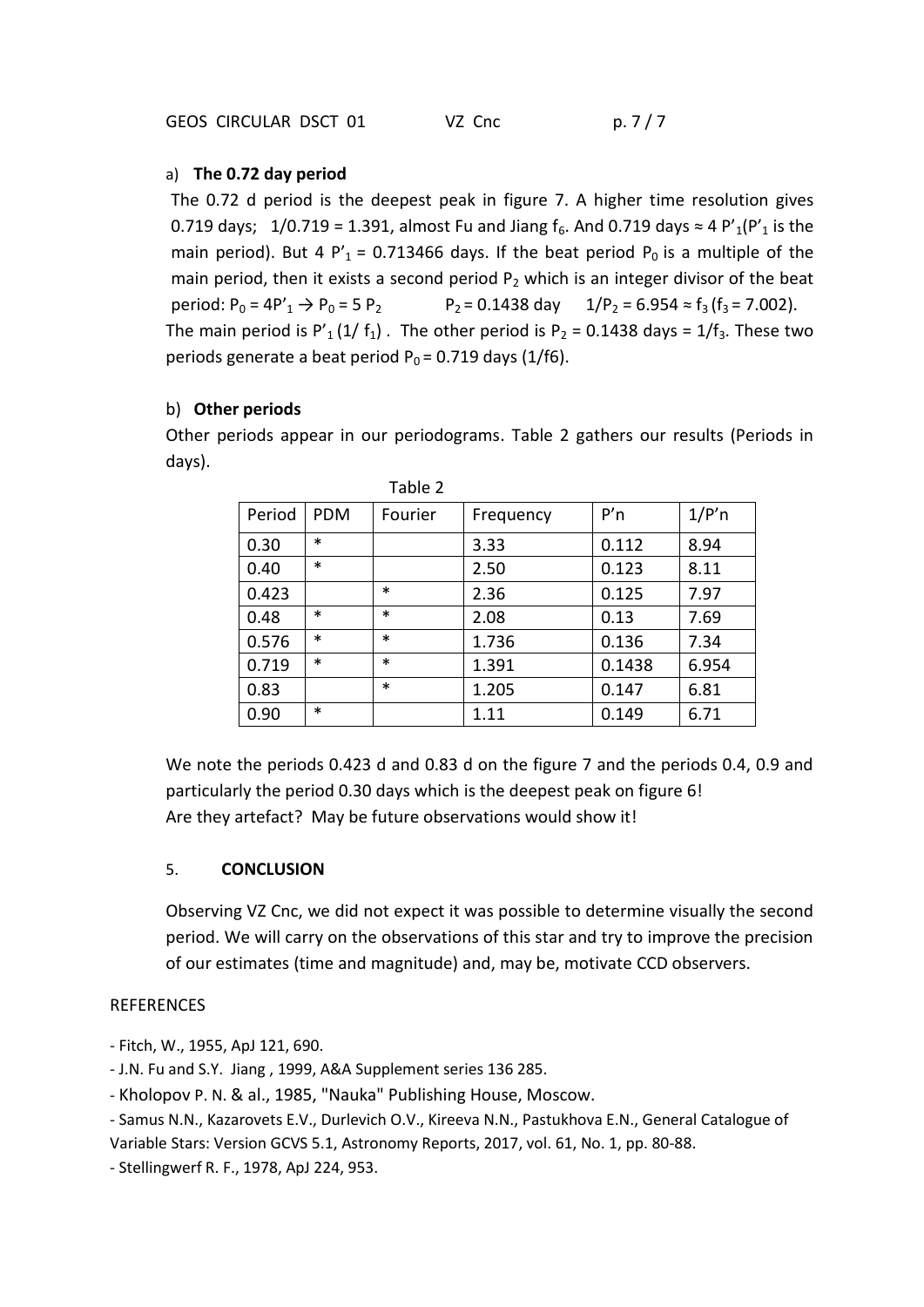a) **The 0.72 day period**

The 0.72 d period is the deepest peak in figure 7. A higher time resolution gives 0.719 days; 1/0.719 = 1.391, almost Fu and Jiang $f_6$. And 0.719 days ≈ 4 $P'_1$($P'_1$ is the main period). But 4 $P'_1$ = 0.713466 days. If the beat period $P_0$ is a multiple of the main period, then it exists a second period $P_2$ which is an integer divisor of the beat period: $P_0 = 4P'_1 \rightarrow P_0 = 5\,P_2$ $\quad$ $P_2$ = 0.1438 day $\quad$ $1/P_2 = 6.954 \approx f_3$ ($f_3$ = 7.002).
The main period is $P'_1$ (1/ $f_1$) . The other period is $P_2$ = 0.1438 days = $1/f_3$. These two periods generate a beat period $P_0$ = 0.719 days (1/f6).

b) **Other periods**

Other periods appear in our periodograms. Table 2 gathers our results (Periods in days).

Table 2

| Period | PDM | Fourier | Frequency | P'n | 1/P'n |
|---|---|---|---|---|---|
| 0.30 | * | | 3.33 | 0.112 | 8.94 |
| 0.40 | * | | 2.50 | 0.123 | 8.11 |
| 0.423 | | * | 2.36 | 0.125 | 7.97 |
| 0.48 | * | * | 2.08 | 0.13 | 7.69 |
| 0.576 | * | * | 1.736 | 0.136 | 7.34 |
| 0.719 | * | * | 1.391 | 0.1438 | 6.954 |
| 0.83 | | * | 1.205 | 0.147 | 6.81 |
| 0.90 | * | | 1.11 | 0.149 | 6.71 |

We note the periods 0.423 d and 0.83 d on the figure 7 and the periods 0.4, 0.9 and particularly the period 0.30 days which is the deepest peak on figure 6!
Are they artefact? May be future observations would show it!

## 5. CONCLUSION

Observing VZ Cnc, we did not expect it was possible to determine visually the second period. We will carry on the observations of this star and try to improve the precision of our estimates (time and magnitude) and, may be, motivate CCD observers.

## REFERENCES

- Fitch, W., 1955, ApJ 121, 690.
- J.N. Fu and S.Y. Jiang , 1999, A&A Supplement series 136 285.
- Kholopov P. N. & al., 1985, "Nauka" Publishing House, Moscow.
- Samus N.N., Kazarovets E.V., Durlevich O.V., Kireeva N.N., Pastukhova E.N., General Catalogue of Variable Stars: Version GCVS 5.1, Astronomy Reports, 2017, vol. 61, No. 1, pp. 80-88.
- Stellingwerf R. F., 1978, ApJ 224, 953.